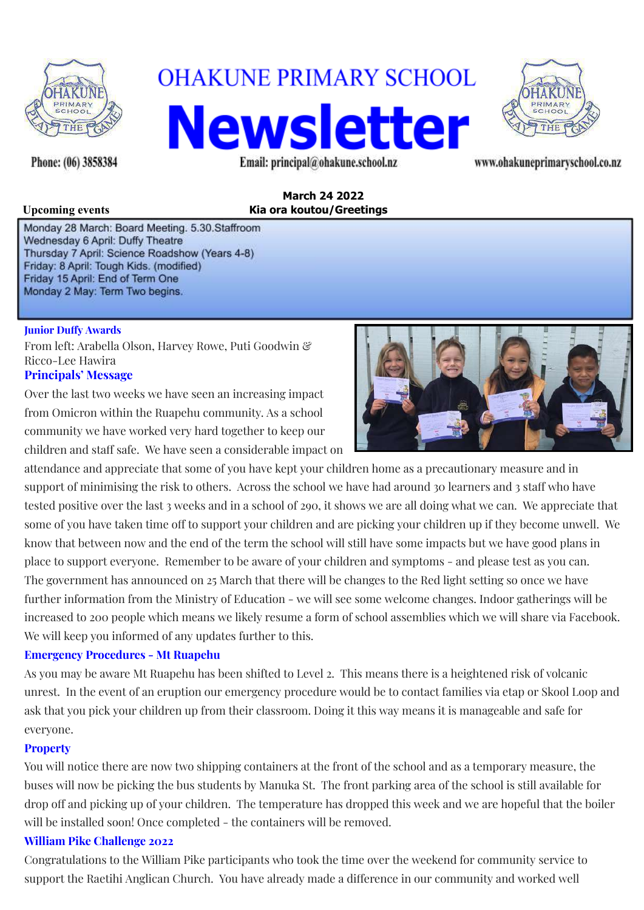# OHAKUNE PRIMARY SCHOOL

# Newsletter

Phone: (06) 3858384

Email: principal@ohakune.school.nz

www.ohakuneprimaryschool.co.nz

**March 24 2022**

**Kia ora koutou/Greetings**

**Upcoming events**

Monday 28 March: Board Meeting. 5.30.Staffroom
Wednesday 6 April: Duffy Theatre
Thursday 7 April: Science Roadshow (Years 4-8)
Friday: 8 April: Tough Kids. (modified)
Friday 15 April: End of Term One
Monday 2 May: Term Two begins.

### Junior Duffy Awards

From left: Arabella Olson, Harvey Rowe, Puti Goodwin & Ricco-Lee Hawira

### Principals' Message

Over the last two weeks we have seen an increasing impact from Omicron within the Ruapehu community. As a school community we have worked very hard together to keep our children and staff safe. We have seen a considerable impact on attendance and appreciate that some of you have kept your children home as a precautionary measure and in support of minimising the risk to others. Across the school we have had around 30 learners and 3 staff who have tested positive over the last 3 weeks and in a school of 290, it shows we are all doing what we can. We appreciate that some of you have taken time off to support your children and are picking your children up if they become unwell. We know that between now and the end of the term the school will still have some impacts but we have good plans in place to support everyone. Remember to be aware of your children and symptoms - and please test as you can.
The government has announced on 25 March that there will be changes to the Red light setting so once we have further information from the Ministry of Education - we will see some welcome changes. Indoor gatherings will be increased to 200 people which means we likely resume a form of school assemblies which we will share via Facebook. We will keep you informed of any updates further to this.

### Emergency Procedures - Mt Ruapehu

As you may be aware Mt Ruapehu has been shifted to Level 2. This means there is a heightened risk of volcanic unrest. In the event of an eruption our emergency procedure would be to contact families via etap or Skool Loop and ask that you pick your children up from their classroom. Doing it this way means it is manageable and safe for everyone.

### Property

You will notice there are now two shipping containers at the front of the school and as a temporary measure, the buses will now be picking the bus students by Manuka St. The front parking area of the school is still available for drop off and picking up of your children. The temperature has dropped this week and we are hopeful that the boiler will be installed soon! Once completed - the containers will be removed.

### William Pike Challenge 2022

Congratulations to the William Pike participants who took the time over the weekend for community service to support the Raetihi Anglican Church. You have already made a difference in our community and worked well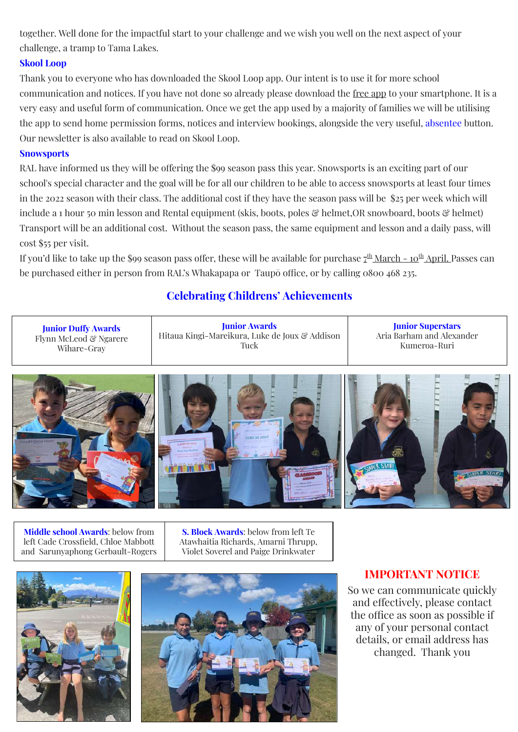together. Well done for the impactful start to your challenge and we wish you well on the next aspect of your challenge, a tramp to Tama Lakes.

### Skool Loop

Thank you to everyone who has downloaded the Skool Loop app. Our intent is to use it for more school communication and notices. If you have not done so already please download the free app to your smartphone. It is a very easy and useful form of communication. Once we get the app used by a majority of families we will be utilising the app to send home permission forms, notices and interview bookings, alongside the very useful, absentee button. Our newsletter is also available to read on Skool Loop.

### Snowsports

RAL have informed us they will be offering the $99 season pass this year. Snowsports is an exciting part of our school's special character and the goal will be for all our children to be able to access snowsports at least four times in the 2022 season with their class. The additional cost if they have the season pass will be $25 per week which will include a 1 hour 50 min lesson and Rental equipment (skis, boots, poles & helmet,OR snowboard, boots & helmet) Transport will be an additional cost. Without the season pass, the same equipment and lesson and a daily pass, will cost $55 per visit.

If you'd like to take up the $99 season pass offer, these will be available for purchase 7th March - 10th April. Passes can be purchased either in person from RAL's Whakapapa or Taupō office, or by calling 0800 468 235.

## Celebrating Childrens' Achievements

| **Junior Duffy Awards** Flynn McLeod & Ngarere Wihare-Gray | **Junior Awards** Hitaua Kingi-Mareikura, Luke de Joux & Addison Tuck | **Junior Superstars** Aria Barham and Alexander Kumeroa-Ruri |
|---|---|---|

| **Middle school Awards**: below from left Cade Crossfield, Chloe Mabbott and Sarunyaphong Gerbault-Rogers | **S. Block Awards**: below from left Te Atawhaitia Richards, Amarni Thrupp, Violet Soverel and Paige Drinkwater |
|---|---|

## IMPORTANT NOTICE

So we can communicate quickly and effectively, please contact the office as soon as possible if any of your personal contact details, or email address has changed. Thank you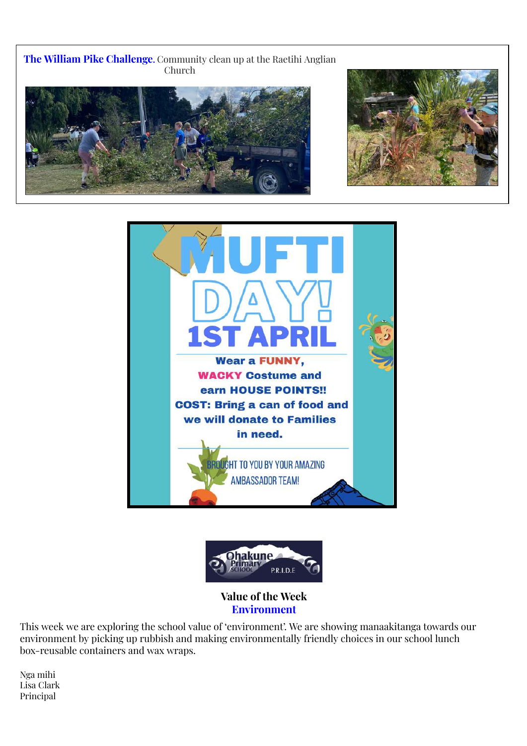**The William Pike Challenge.** Community clean up at the Raetihi Anglian Church

# MUFTI DAY!

## 1ST APRIL

**Wear a FUNNY, WACKY Costume and earn HOUSE POINTS!!**

**COST: Bring a can of food and we will donate to Families in need.**

BROUGHT TO YOU BY YOUR AMAZING AMBASSADOR TEAM!

Ohakune Primary School P.R.I.D.E

**Value of the Week**

**Environment**

This week we are exploring the school value of 'environment'. We are showing manaakitanga towards our environment by picking up rubbish and making environmentally friendly choices in our school lunch box-reusable containers and wax wraps.

Nga mihi
Lisa Clark
Principal